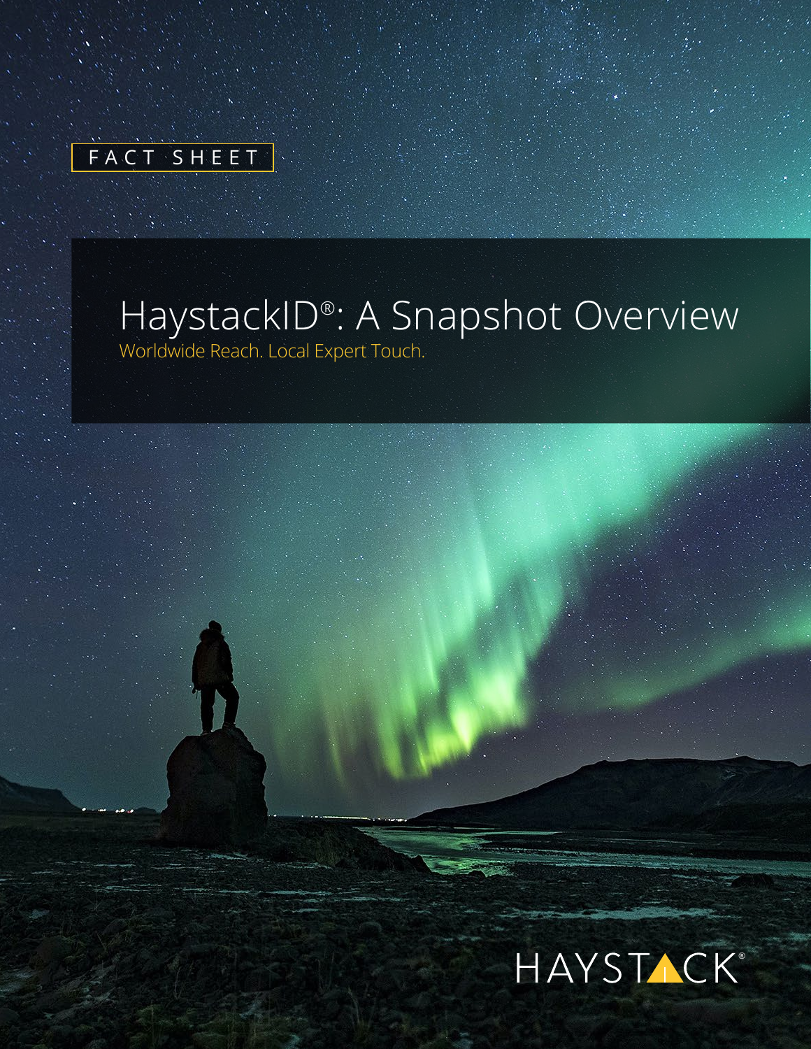FACT SHEET

# HaystackID®: A Snapshot Overview

Worldwide Reach. Local Expert Touch.

HAYSTACK®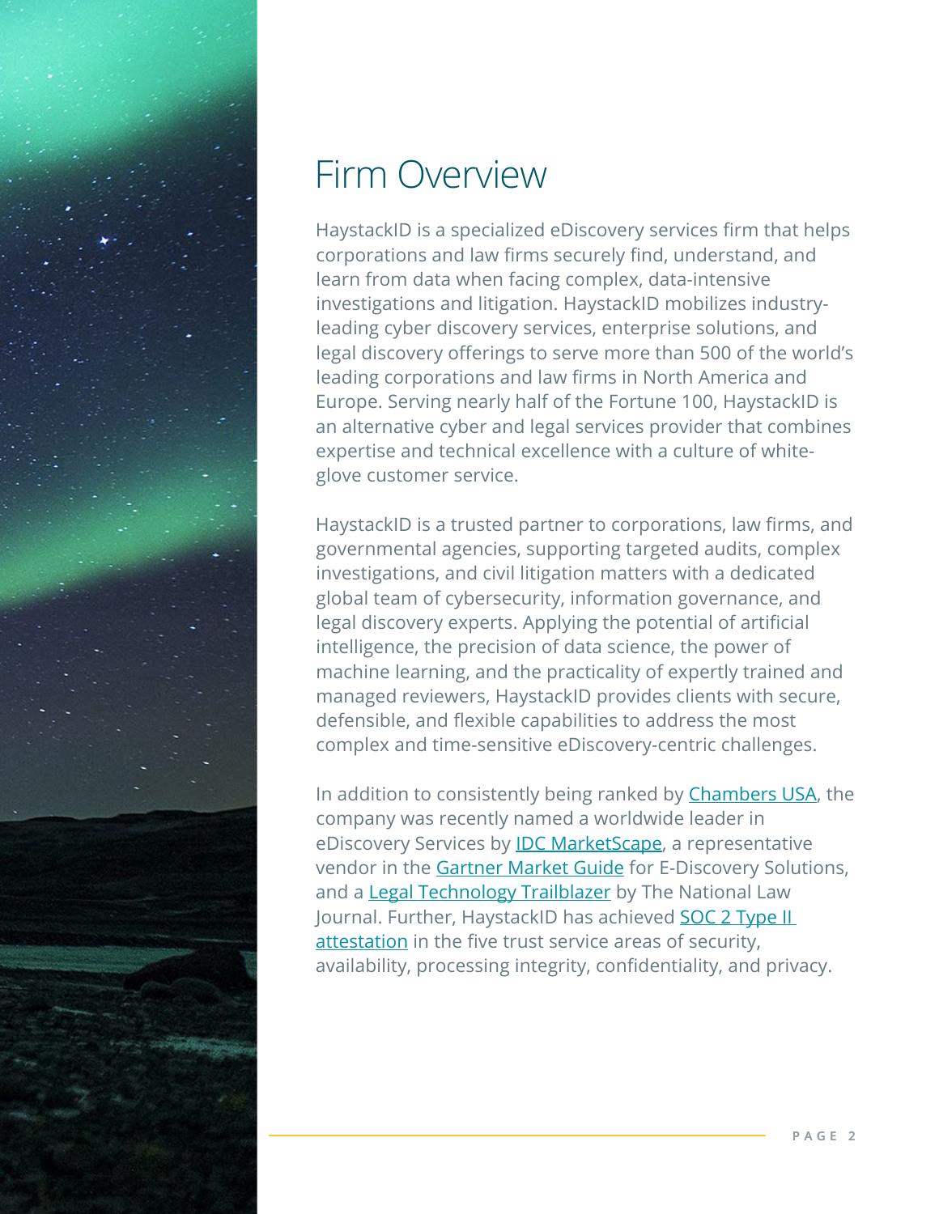# Firm Overview

HaystackID is a specialized eDiscovery services firm that helps corporations and law firms securely find, understand, and learn from data when facing complex, data-intensive investigations and litigation. HaystackID mobilizes industry-leading cyber discovery services, enterprise solutions, and legal discovery offerings to serve more than 500 of the world's leading corporations and law firms in North America and Europe. Serving nearly half of the Fortune 100, HaystackID is an alternative cyber and legal services provider that combines expertise and technical excellence with a culture of white-glove customer service.

HaystackID is a trusted partner to corporations, law firms, and governmental agencies, supporting targeted audits, complex investigations, and civil litigation matters with a dedicated global team of cybersecurity, information governance, and legal discovery experts. Applying the potential of artificial intelligence, the precision of data science, the power of machine learning, and the practicality of expertly trained and managed reviewers, HaystackID provides clients with secure, defensible, and flexible capabilities to address the most complex and time-sensitive eDiscovery-centric challenges.

In addition to consistently being ranked by Chambers USA, the company was recently named a worldwide leader in eDiscovery Services by IDC MarketScape, a representative vendor in the Gartner Market Guide for E-Discovery Solutions, and a Legal Technology Trailblazer by The National Law Journal. Further, HaystackID has achieved SOC 2 Type II attestation in the five trust service areas of security, availability, processing integrity, confidentiality, and privacy.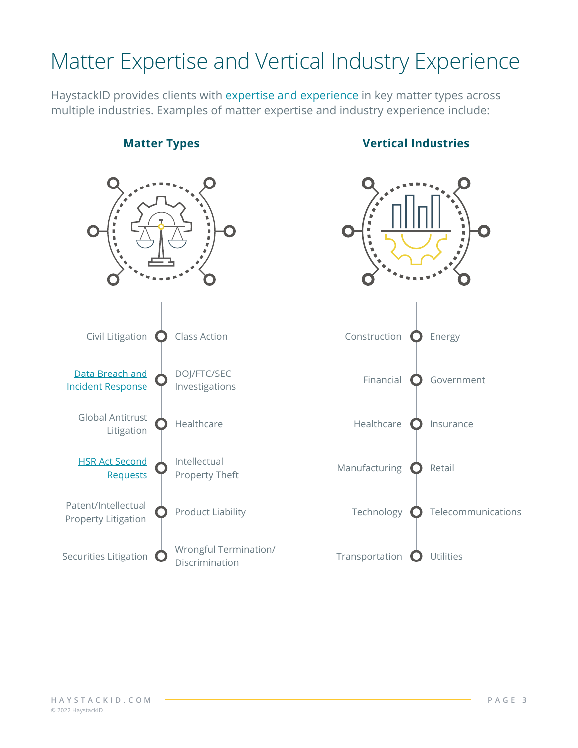# Matter Expertise and Vertical Industry Experience

HaystackID provides clients with expertise and experience in key matter types across multiple industries. Examples of matter expertise and industry experience include:

### Matter Types

- Civil Litigation
- Class Action
- Data Breach and Incident Response
- DOJ/FTC/SEC Investigations
- Global Antitrust Litigation
- Healthcare
- HSR Act Second Requests
- Intellectual Property Theft
- Patent/Intellectual Property Litigation
- Product Liability
- Securities Litigation
- Wrongful Termination/Discrimination

### Vertical Industries

- Construction
- Energy
- Financial
- Government
- Healthcare
- Insurance
- Manufacturing
- Retail
- Technology
- Telecommunications
- Transportation
- Utilities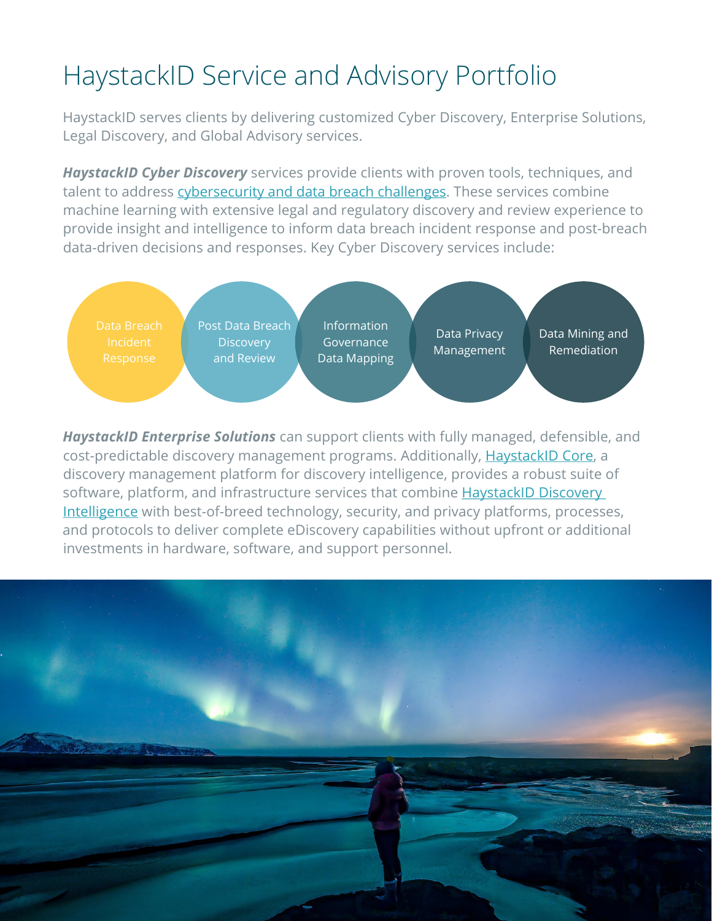# HaystackID Service and Advisory Portfolio

HaystackID serves clients by delivering customized Cyber Discovery, Enterprise Solutions, Legal Discovery, and Global Advisory services.

***HaystackID Cyber Discovery*** services provide clients with proven tools, techniques, and talent to address cybersecurity and data breach challenges. These services combine machine learning with extensive legal and regulatory discovery and review experience to provide insight and intelligence to inform data breach incident response and post-breach data-driven decisions and responses. Key Cyber Discovery services include:

- Data Breach Incident Response
- Post Data Breach Discovery and Review
- Information Governance Data Mapping
- Data Privacy Management
- Data Mining and Remediation

***HaystackID Enterprise Solutions*** can support clients with fully managed, defensible, and cost-predictable discovery management programs. Additionally, HaystackID Core, a discovery management platform for discovery intelligence, provides a robust suite of software, platform, and infrastructure services that combine HaystackID Discovery Intelligence with best-of-breed technology, security, and privacy platforms, processes, and protocols to deliver complete eDiscovery capabilities without upfront or additional investments in hardware, software, and support personnel.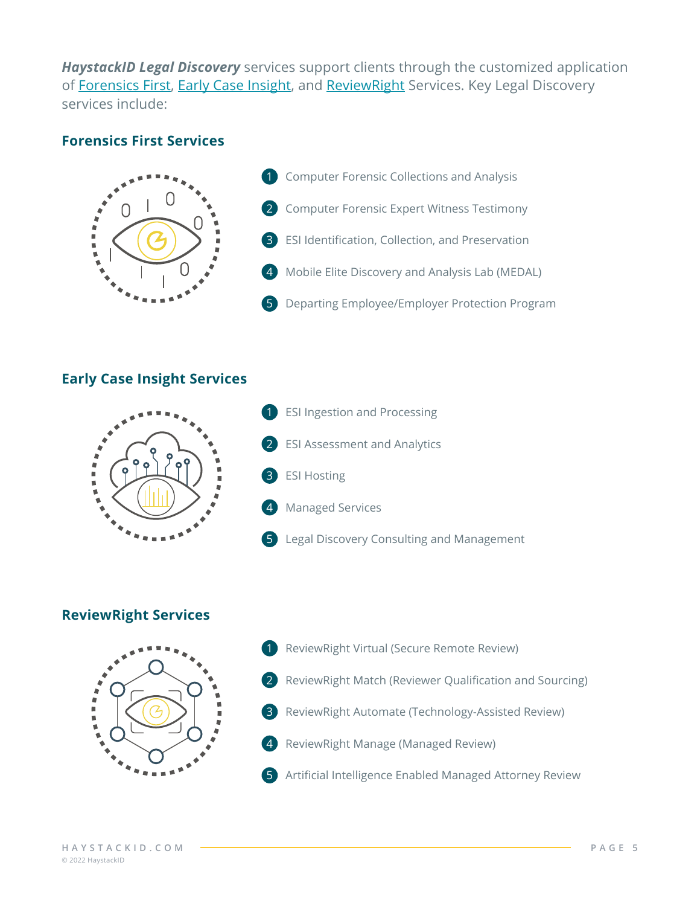***HaystackID Legal Discovery*** services support clients through the customized application of Forensics First, Early Case Insight, and ReviewRight Services. Key Legal Discovery services include:

## Forensics First Services

1. Computer Forensic Collections and Analysis
2. Computer Forensic Expert Witness Testimony
3. ESI Identification, Collection, and Preservation
4. Mobile Elite Discovery and Analysis Lab (MEDAL)
5. Departing Employee/Employer Protection Program

## Early Case Insight Services

1. ESI Ingestion and Processing
2. ESI Assessment and Analytics
3. ESI Hosting
4. Managed Services
5. Legal Discovery Consulting and Management

## ReviewRight Services

1. ReviewRight Virtual (Secure Remote Review)
2. ReviewRight Match (Reviewer Qualification and Sourcing)
3. ReviewRight Automate (Technology-Assisted Review)
4. ReviewRight Manage (Managed Review)
5. Artificial Intelligence Enabled Managed Attorney Review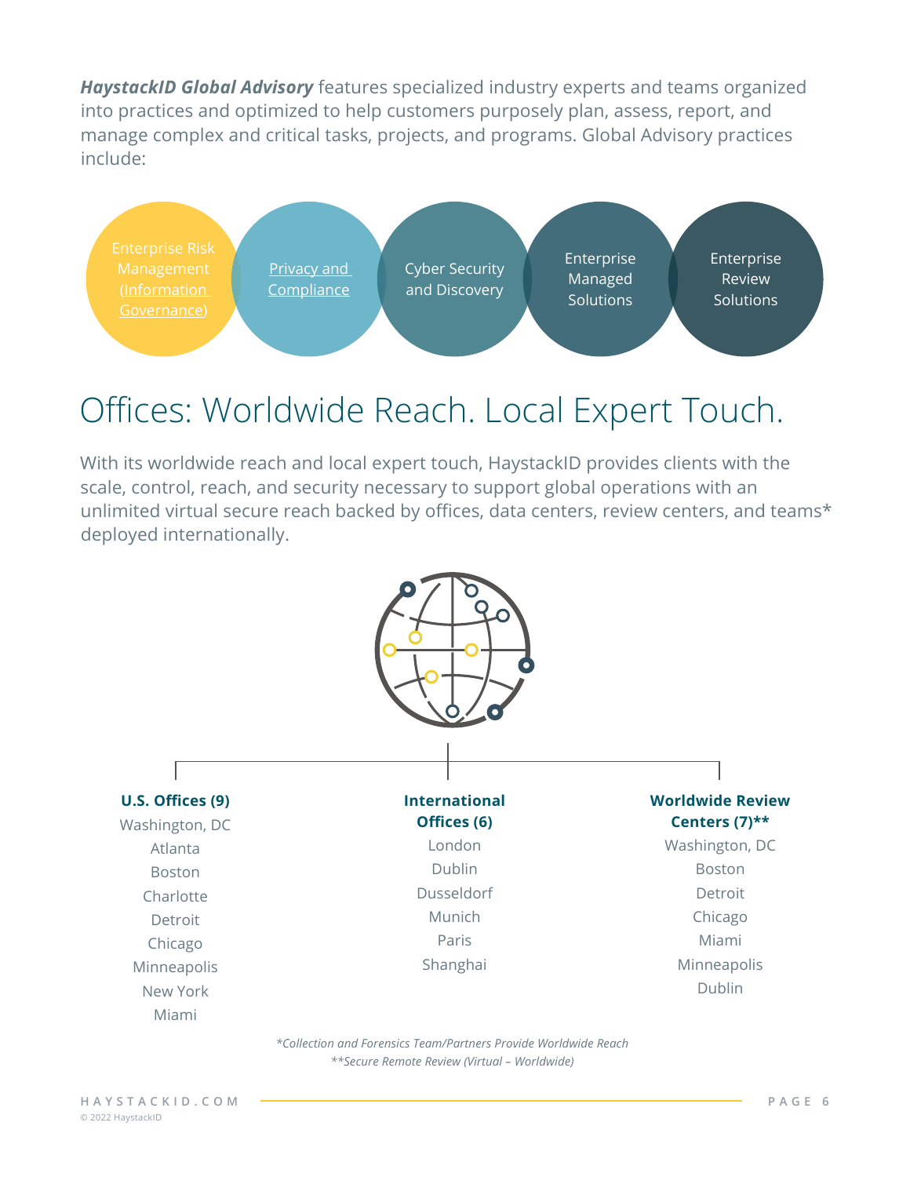***HaystackID Global Advisory*** features specialized industry experts and teams organized into practices and optimized to help customers purposely plan, assess, report, and manage complex and critical tasks, projects, and programs. Global Advisory practices include:

- Enterprise Risk Management (Information Governance)
- Privacy and Compliance
- Cyber Security and Discovery
- Enterprise Managed Solutions
- Enterprise Review Solutions

# Offices: Worldwide Reach. Local Expert Touch.

With its worldwide reach and local expert touch, HaystackID provides clients with the scale, control, reach, and security necessary to support global operations with an unlimited virtual secure reach backed by offices, data centers, review centers, and teams* deployed internationally.

**U.S. Offices (9)**

- Washington, DC
- Atlanta
- Boston
- Charlotte
- Detroit
- Chicago
- Minneapolis
- New York
- Miami

**International Offices (6)**

- London
- Dublin
- Dusseldorf
- Munich
- Paris
- Shanghai

**Worldwide Review Centers (7)****

- Washington, DC
- Boston
- Detroit
- Chicago
- Miami
- Minneapolis
- Dublin

*\*Collection and Forensics Team/Partners Provide Worldwide Reach*

*\*\*Secure Remote Review (Virtual – Worldwide)*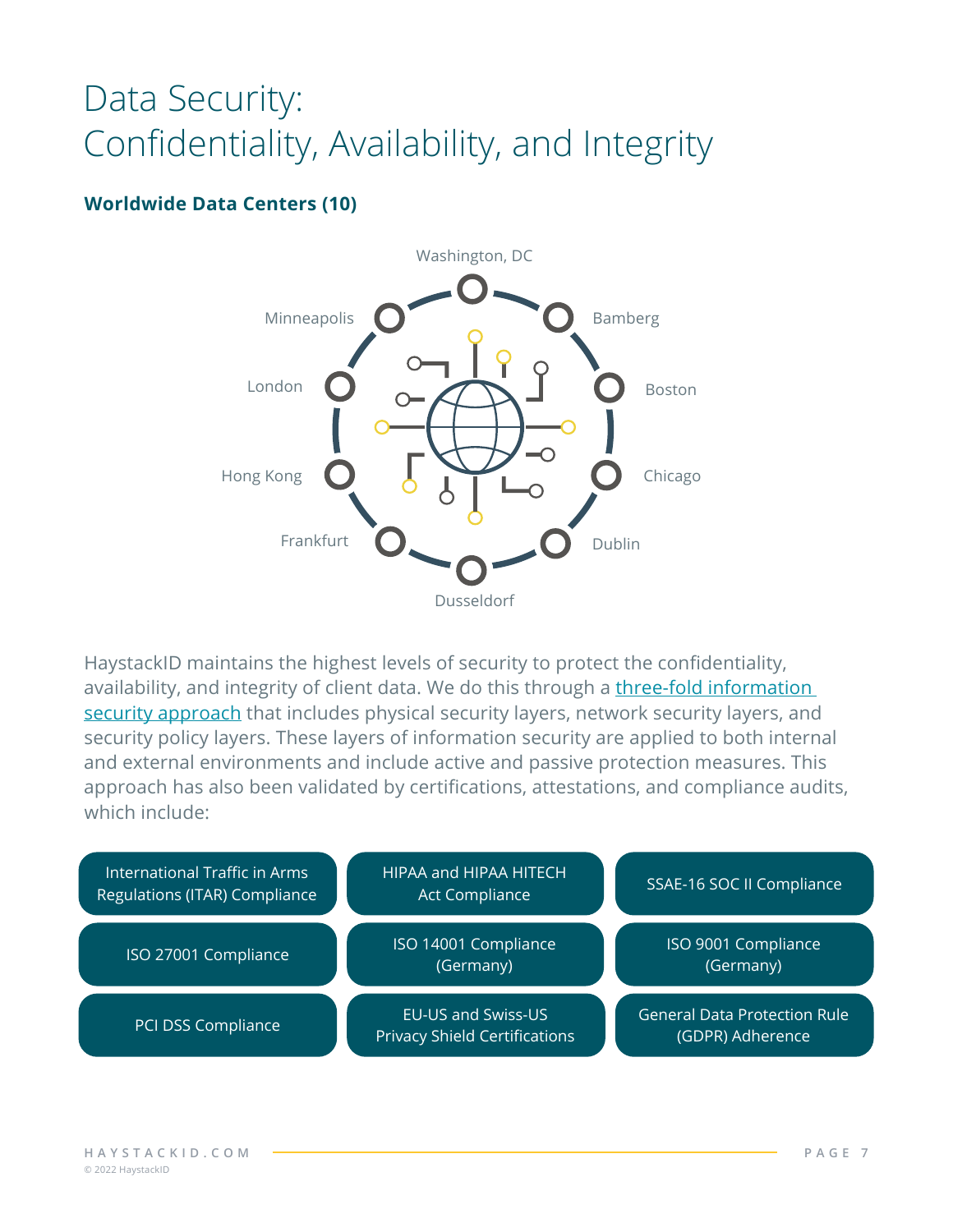# Data Security: Confidentiality, Availability, and Integrity

**Worldwide Data Centers (10)**

Washington, DC
Bamberg
Boston
Chicago
Dublin
Dusseldorf
Frankfurt
Hong Kong
London
Minneapolis

HaystackID maintains the highest levels of security to protect the confidentiality, availability, and integrity of client data. We do this through a three-fold information security approach that includes physical security layers, network security layers, and security policy layers. These layers of information security are applied to both internal and external environments and include active and passive protection measures. This approach has also been validated by certifications, attestations, and compliance audits, which include:

- International Traffic in Arms Regulations (ITAR) Compliance
- HIPAA and HIPAA HITECH Act Compliance
- SSAE-16 SOC II Compliance
- ISO 27001 Compliance
- ISO 14001 Compliance (Germany)
- ISO 9001 Compliance (Germany)
- PCI DSS Compliance
- EU-US and Swiss-US Privacy Shield Certifications
- General Data Protection Rule (GDPR) Adherence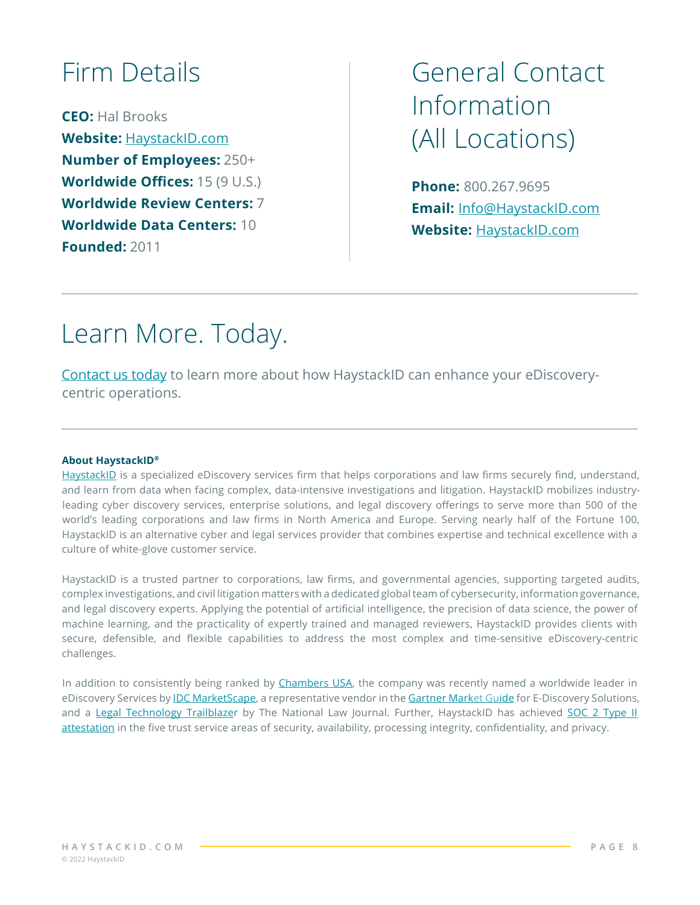## Firm Details

**CEO:** Hal Brooks
**Website:** HaystackID.com
**Number of Employees:** 250+
**Worldwide Offices:** 15 (9 U.S.)
**Worldwide Review Centers:** 7
**Worldwide Data Centers:** 10
**Founded:** 2011

## General Contact Information (All Locations)

**Phone:** 800.267.9695
**Email:** Info@HaystackID.com
**Website:** HaystackID.com

## Learn More. Today.

Contact us today to learn more about how HaystackID can enhance your eDiscovery-centric operations.

**About HaystackID®**

HaystackID is a specialized eDiscovery services firm that helps corporations and law firms securely find, understand, and learn from data when facing complex, data-intensive investigations and litigation. HaystackID mobilizes industry-leading cyber discovery services, enterprise solutions, and legal discovery offerings to serve more than 500 of the world's leading corporations and law firms in North America and Europe. Serving nearly half of the Fortune 100, HaystackID is an alternative cyber and legal services provider that combines expertise and technical excellence with a culture of white-glove customer service.

HaystackID is a trusted partner to corporations, law firms, and governmental agencies, supporting targeted audits, complex investigations, and civil litigation matters with a dedicated global team of cybersecurity, information governance, and legal discovery experts. Applying the potential of artificial intelligence, the precision of data science, the power of machine learning, and the practicality of expertly trained and managed reviewers, HaystackID provides clients with secure, defensible, and flexible capabilities to address the most complex and time-sensitive eDiscovery-centric challenges.

In addition to consistently being ranked by Chambers USA, the company was recently named a worldwide leader in eDiscovery Services by IDC MarketScape, a representative vendor in the Gartner Market Guide for E-Discovery Solutions, and a Legal Technology Trailblazer by The National Law Journal. Further, HaystackID has achieved SOC 2 Type II attestation in the five trust service areas of security, availability, processing integrity, confidentiality, and privacy.

© 2022 HaystackID